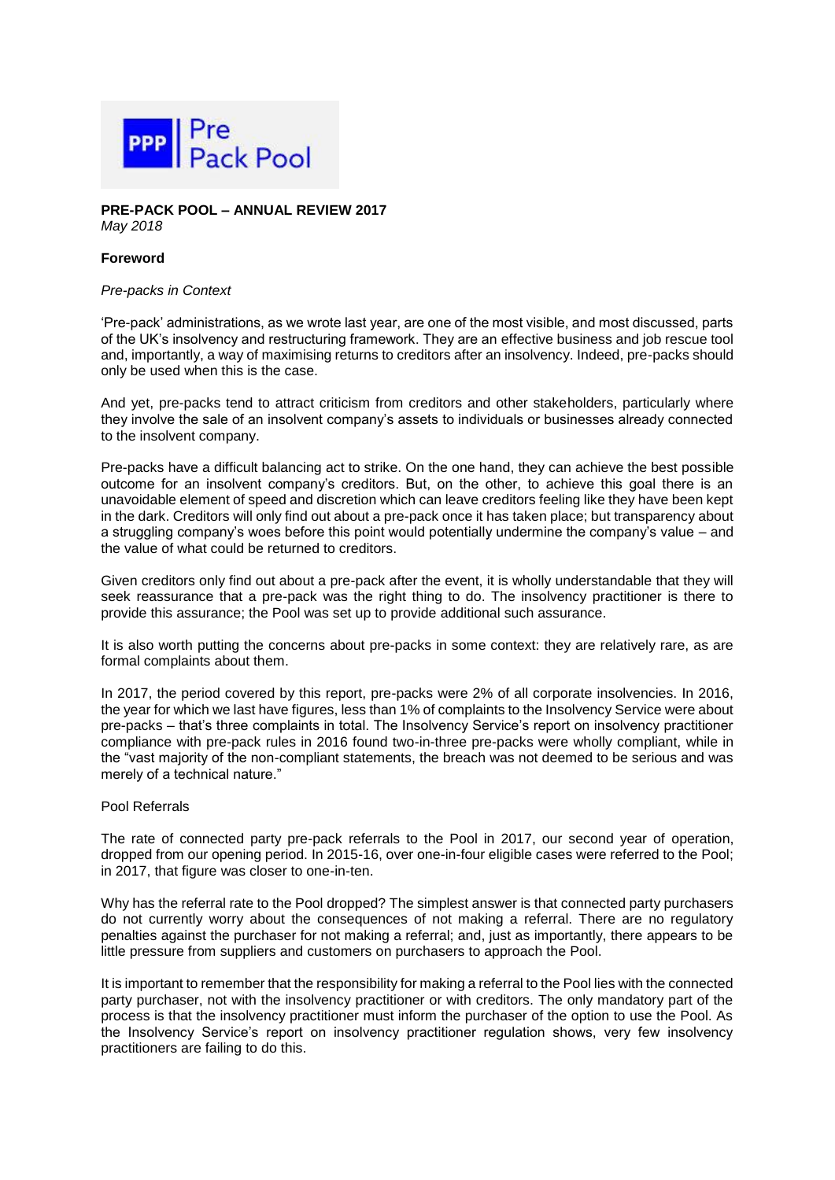**PRE-PACK POOL – ANNUAL REVIEW 2017**
*May 2018*

**Foreword**

*Pre-packs in Context*

'Pre-pack' administrations, as we wrote last year, are one of the most visible, and most discussed, parts of the UK's insolvency and restructuring framework. They are an effective business and job rescue tool and, importantly, a way of maximising returns to creditors after an insolvency. Indeed, pre-packs should only be used when this is the case.

And yet, pre-packs tend to attract criticism from creditors and other stakeholders, particularly where they involve the sale of an insolvent company's assets to individuals or businesses already connected to the insolvent company.

Pre-packs have a difficult balancing act to strike. On the one hand, they can achieve the best possible outcome for an insolvent company's creditors. But, on the other, to achieve this goal there is an unavoidable element of speed and discretion which can leave creditors feeling like they have been kept in the dark. Creditors will only find out about a pre-pack once it has taken place; but transparency about a struggling company's woes before this point would potentially undermine the company's value – and the value of what could be returned to creditors.

Given creditors only find out about a pre-pack after the event, it is wholly understandable that they will seek reassurance that a pre-pack was the right thing to do. The insolvency practitioner is there to provide this assurance; the Pool was set up to provide additional such assurance.

It is also worth putting the concerns about pre-packs in some context: they are relatively rare, as are formal complaints about them.

In 2017, the period covered by this report, pre-packs were 2% of all corporate insolvencies. In 2016, the year for which we last have figures, less than 1% of complaints to the Insolvency Service were about pre-packs – that's three complaints in total. The Insolvency Service's report on insolvency practitioner compliance with pre-pack rules in 2016 found two-in-three pre-packs were wholly compliant, while in the "vast majority of the non-compliant statements, the breach was not deemed to be serious and was merely of a technical nature."

Pool Referrals

The rate of connected party pre-pack referrals to the Pool in 2017, our second year of operation, dropped from our opening period. In 2015-16, over one-in-four eligible cases were referred to the Pool; in 2017, that figure was closer to one-in-ten.

Why has the referral rate to the Pool dropped? The simplest answer is that connected party purchasers do not currently worry about the consequences of not making a referral. There are no regulatory penalties against the purchaser for not making a referral; and, just as importantly, there appears to be little pressure from suppliers and customers on purchasers to approach the Pool.

It is important to remember that the responsibility for making a referral to the Pool lies with the connected party purchaser, not with the insolvency practitioner or with creditors. The only mandatory part of the process is that the insolvency practitioner must inform the purchaser of the option to use the Pool. As the Insolvency Service's report on insolvency practitioner regulation shows, very few insolvency practitioners are failing to do this.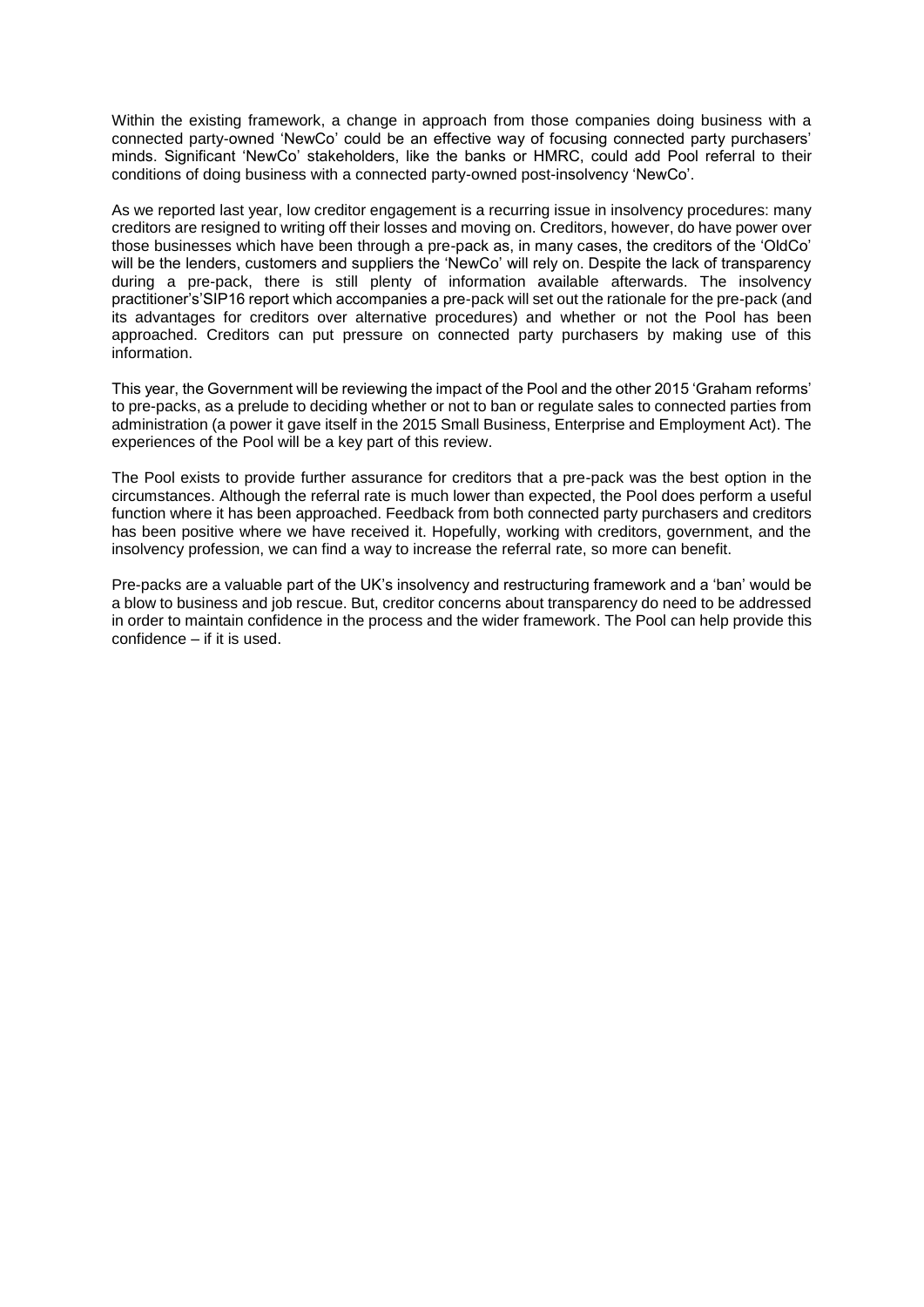Within the existing framework, a change in approach from those companies doing business with a connected party-owned 'NewCo' could be an effective way of focusing connected party purchasers' minds. Significant 'NewCo' stakeholders, like the banks or HMRC, could add Pool referral to their conditions of doing business with a connected party-owned post-insolvency 'NewCo'.

As we reported last year, low creditor engagement is a recurring issue in insolvency procedures: many creditors are resigned to writing off their losses and moving on. Creditors, however, do have power over those businesses which have been through a pre-pack as, in many cases, the creditors of the 'OldCo' will be the lenders, customers and suppliers the 'NewCo' will rely on. Despite the lack of transparency during a pre-pack, there is still plenty of information available afterwards. The insolvency practitioner's'SIP16 report which accompanies a pre-pack will set out the rationale for the pre-pack (and its advantages for creditors over alternative procedures) and whether or not the Pool has been approached. Creditors can put pressure on connected party purchasers by making use of this information.

This year, the Government will be reviewing the impact of the Pool and the other 2015 'Graham reforms' to pre-packs, as a prelude to deciding whether or not to ban or regulate sales to connected parties from administration (a power it gave itself in the 2015 Small Business, Enterprise and Employment Act). The experiences of the Pool will be a key part of this review.

The Pool exists to provide further assurance for creditors that a pre-pack was the best option in the circumstances. Although the referral rate is much lower than expected, the Pool does perform a useful function where it has been approached. Feedback from both connected party purchasers and creditors has been positive where we have received it. Hopefully, working with creditors, government, and the insolvency profession, we can find a way to increase the referral rate, so more can benefit.

Pre-packs are a valuable part of the UK's insolvency and restructuring framework and a 'ban' would be a blow to business and job rescue. But, creditor concerns about transparency do need to be addressed in order to maintain confidence in the process and the wider framework. The Pool can help provide this confidence – if it is used.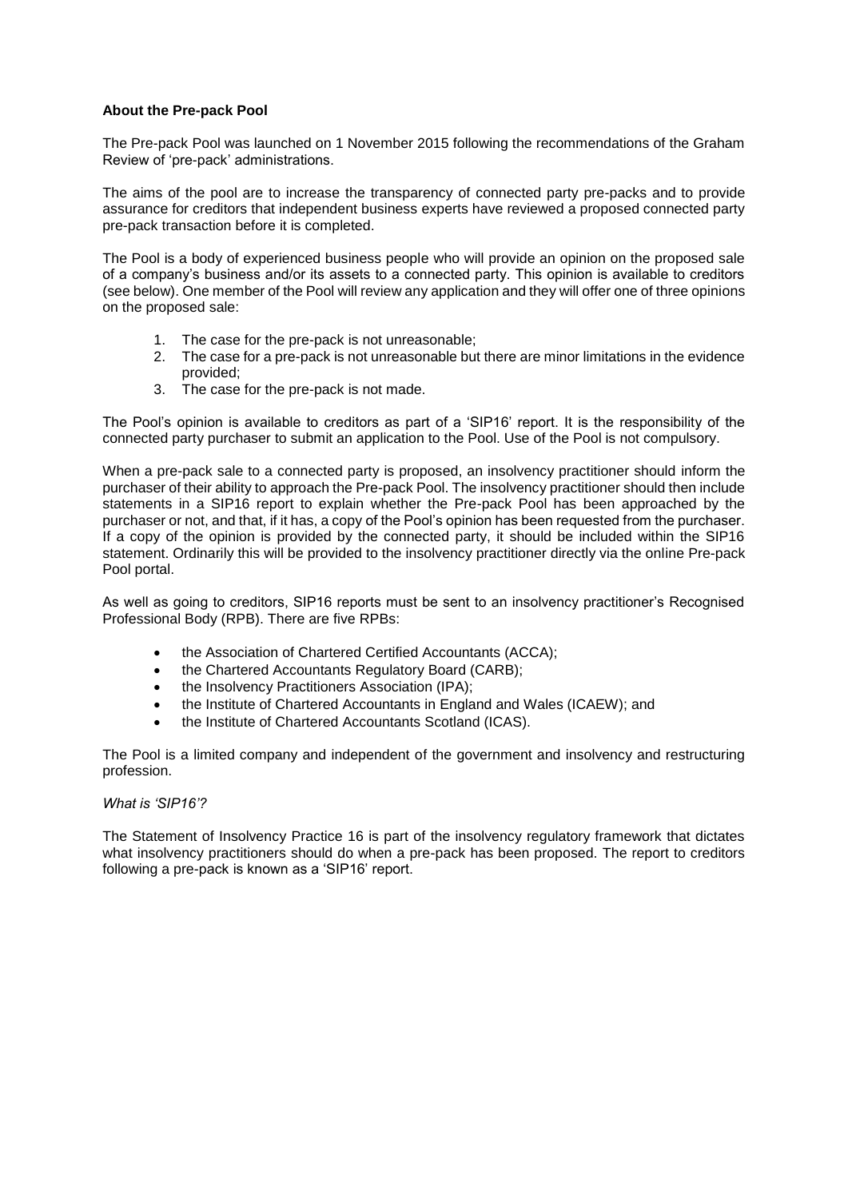**About the Pre-pack Pool**

The Pre-pack Pool was launched on 1 November 2015 following the recommendations of the Graham Review of 'pre-pack' administrations.

The aims of the pool are to increase the transparency of connected party pre-packs and to provide assurance for creditors that independent business experts have reviewed a proposed connected party pre-pack transaction before it is completed.

The Pool is a body of experienced business people who will provide an opinion on the proposed sale of a company's business and/or its assets to a connected party. This opinion is available to creditors (see below). One member of the Pool will review any application and they will offer one of three opinions on the proposed sale:

1. The case for the pre-pack is not unreasonable;
2. The case for a pre-pack is not unreasonable but there are minor limitations in the evidence provided;
3. The case for the pre-pack is not made.

The Pool's opinion is available to creditors as part of a 'SIP16' report. It is the responsibility of the connected party purchaser to submit an application to the Pool. Use of the Pool is not compulsory.

When a pre-pack sale to a connected party is proposed, an insolvency practitioner should inform the purchaser of their ability to approach the Pre-pack Pool. The insolvency practitioner should then include statements in a SIP16 report to explain whether the Pre-pack Pool has been approached by the purchaser or not, and that, if it has, a copy of the Pool's opinion has been requested from the purchaser. If a copy of the opinion is provided by the connected party, it should be included within the SIP16 statement. Ordinarily this will be provided to the insolvency practitioner directly via the online Pre-pack Pool portal.

As well as going to creditors, SIP16 reports must be sent to an insolvency practitioner's Recognised Professional Body (RPB). There are five RPBs:

- the Association of Chartered Certified Accountants (ACCA);
- the Chartered Accountants Regulatory Board (CARB);
- the Insolvency Practitioners Association (IPA);
- the Institute of Chartered Accountants in England and Wales (ICAEW); and
- the Institute of Chartered Accountants Scotland (ICAS).

The Pool is a limited company and independent of the government and insolvency and restructuring profession.

*What is 'SIP16'?*

The Statement of Insolvency Practice 16 is part of the insolvency regulatory framework that dictates what insolvency practitioners should do when a pre-pack has been proposed. The report to creditors following a pre-pack is known as a 'SIP16' report.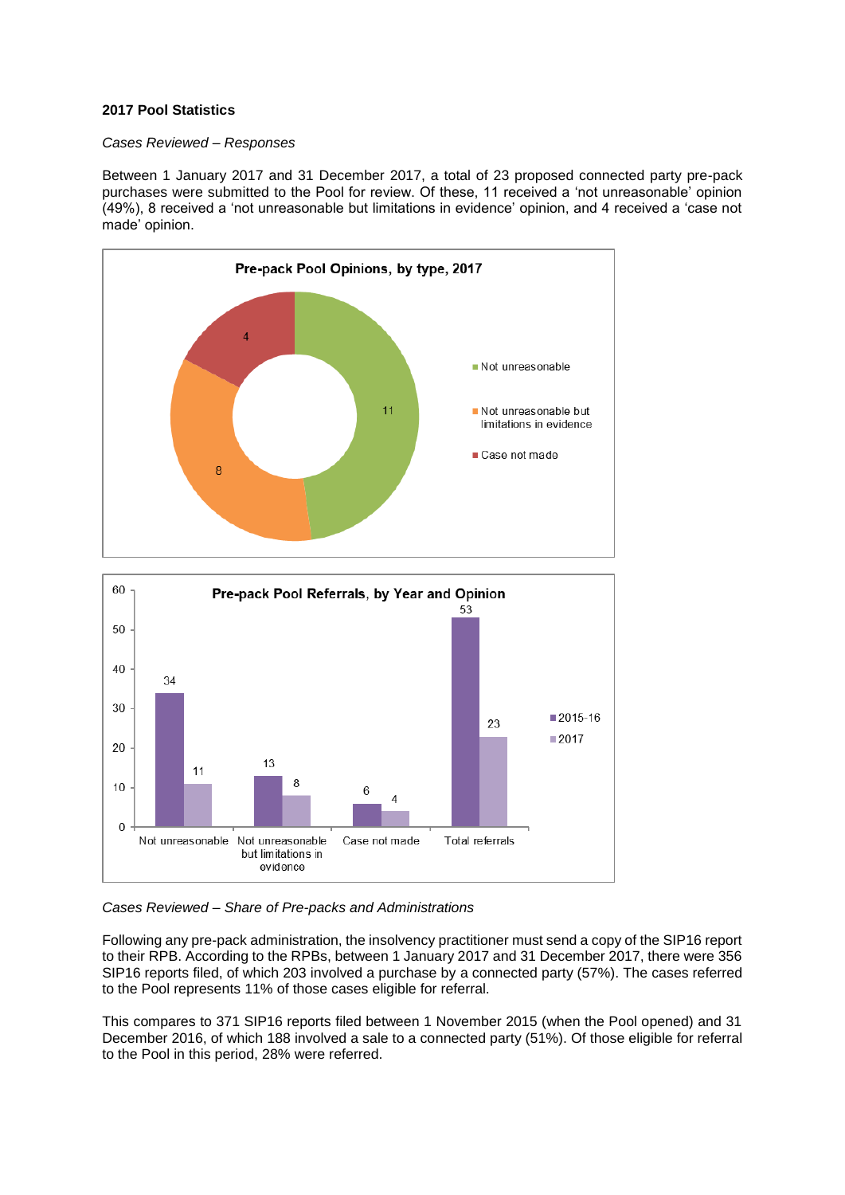**2017 Pool Statistics**

*Cases Reviewed – Responses*

Between 1 January 2017 and 31 December 2017, a total of 23 proposed connected party pre-pack purchases were submitted to the Pool for review. Of these, 11 received a 'not unreasonable' opinion (49%), 8 received a 'not unreasonable but limitations in evidence' opinion, and 4 received a 'case not made' opinion.

**Pre-pack Pool Opinions, by type, 2017**

| Opinion | Number |
|---|---|
| Not unreasonable | 11 |
| Not unreasonable but limitations in evidence | 8 |
| Case not made | 4 |

**Pre-pack Pool Referrals, by Year and Opinion**

| | 2015-16 | 2017 |
|---|---|---|
| Not unreasonable | 34 | 11 |
| Not unreasonable but limitations in evidence | 13 | 8 |
| Case not made | 6 | 4 |
| Total referrals | 53 | 23 |

*Cases Reviewed – Share of Pre-packs and Administrations*

Following any pre-pack administration, the insolvency practitioner must send a copy of the SIP16 report to their RPB. According to the RPBs, between 1 January 2017 and 31 December 2017, there were 356 SIP16 reports filed, of which 203 involved a purchase by a connected party (57%). The cases referred to the Pool represents 11% of those cases eligible for referral.

This compares to 371 SIP16 reports filed between 1 November 2015 (when the Pool opened) and 31 December 2016, of which 188 involved a sale to a connected party (51%). Of those eligible for referral to the Pool in this period, 28% were referred.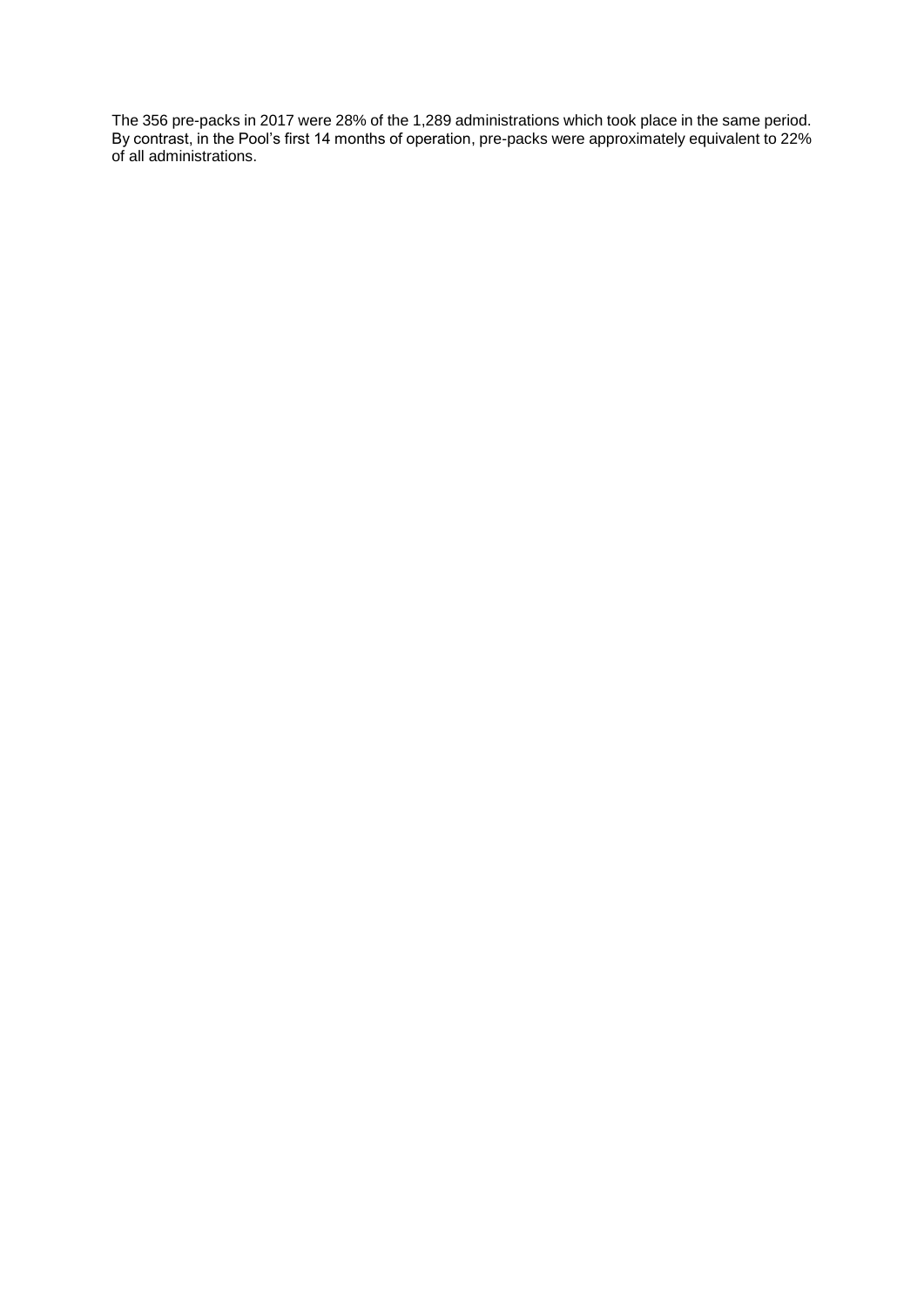The 356 pre-packs in 2017 were 28% of the 1,289 administrations which took place in the same period. By contrast, in the Pool's first 14 months of operation, pre-packs were approximately equivalent to 22% of all administrations.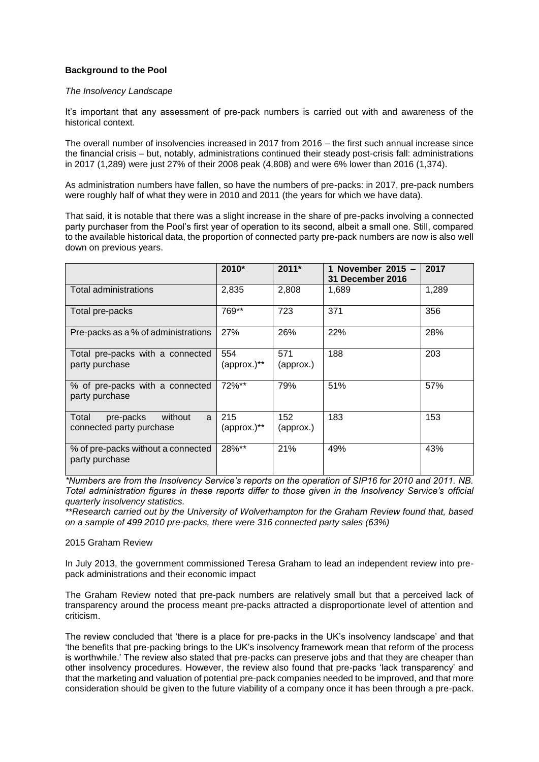**Background to the Pool**

*The Insolvency Landscape*

It's important that any assessment of pre-pack numbers is carried out with and awareness of the historical context.

The overall number of insolvencies increased in 2017 from 2016 – the first such annual increase since the financial crisis – but, notably, administrations continued their steady post-crisis fall: administrations in 2017 (1,289) were just 27% of their 2008 peak (4,808) and were 6% lower than 2016 (1,374).

As administration numbers have fallen, so have the numbers of pre-packs: in 2017, pre-pack numbers were roughly half of what they were in 2010 and 2011 (the years for which we have data).

That said, it is notable that there was a slight increase in the share of pre-packs involving a connected party purchaser from the Pool's first year of operation to its second, albeit a small one. Still, compared to the available historical data, the proportion of connected party pre-pack numbers are now is also well down on previous years.

| | 2010* | 2011* | 1 November 2015 – 31 December 2016 | 2017 |
|---|---|---|---|---|
| Total administrations | 2,835 | 2,808 | 1,689 | 1,289 |
| Total pre-packs | 769** | 723 | 371 | 356 |
| Pre-packs as a % of administrations | 27% | 26% | 22% | 28% |
| Total pre-packs with a connected party purchase | 554 (approx.)** | 571 (approx.) | 188 | 203 |
| % of pre-packs with a connected party purchase | 72%** | 79% | 51% | 57% |
| Total pre-packs without a connected party purchase | 215 (approx.)** | 152 (approx.) | 183 | 153 |
| % of pre-packs without a connected party purchase | 28%** | 21% | 49% | 43% |

*\*Numbers are from the Insolvency Service's reports on the operation of SIP16 for 2010 and 2011. NB. Total administration figures in these reports differ to those given in the Insolvency Service's official quarterly insolvency statistics.*

*\*\*Research carried out by the University of Wolverhampton for the Graham Review found that, based on a sample of 499 2010 pre-packs, there were 316 connected party sales (63%)*

2015 Graham Review

In July 2013, the government commissioned Teresa Graham to lead an independent review into pre-pack administrations and their economic impact

The Graham Review noted that pre-pack numbers are relatively small but that a perceived lack of transparency around the process meant pre-packs attracted a disproportionate level of attention and criticism.

The review concluded that 'there is a place for pre-packs in the UK's insolvency landscape' and that 'the benefits that pre-packing brings to the UK's insolvency framework mean that reform of the process is worthwhile.' The review also stated that pre-packs can preserve jobs and that they are cheaper than other insolvency procedures. However, the review also found that pre-packs 'lack transparency' and that the marketing and valuation of potential pre-pack companies needed to be improved, and that more consideration should be given to the future viability of a company once it has been through a pre-pack.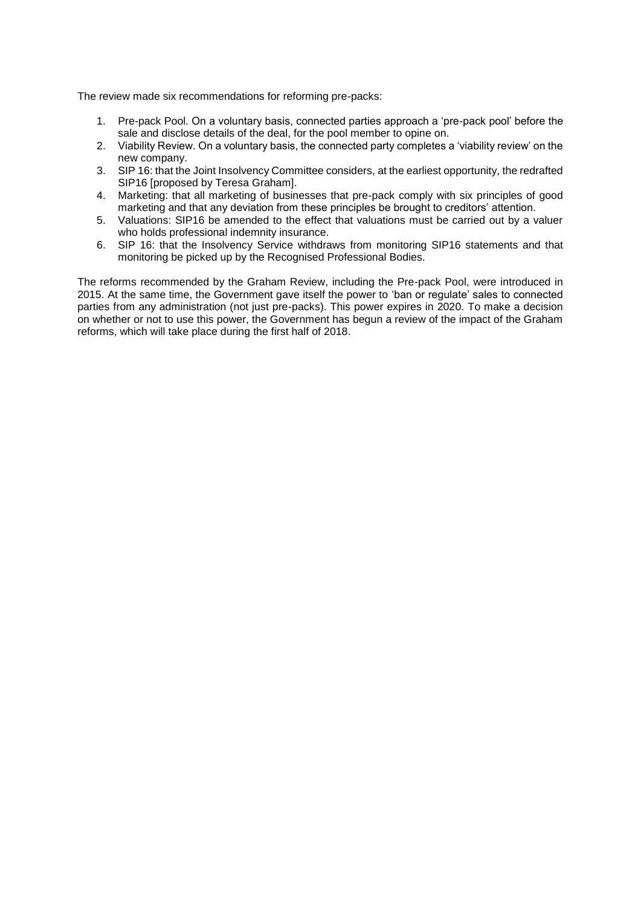The review made six recommendations for reforming pre-packs:

1. Pre-pack Pool. On a voluntary basis, connected parties approach a 'pre-pack pool' before the sale and disclose details of the deal, for the pool member to opine on.
2. Viability Review. On a voluntary basis, the connected party completes a 'viability review' on the new company.
3. SIP 16: that the Joint Insolvency Committee considers, at the earliest opportunity, the redrafted SIP16 [proposed by Teresa Graham].
4. Marketing: that all marketing of businesses that pre-pack comply with six principles of good marketing and that any deviation from these principles be brought to creditors' attention.
5. Valuations: SIP16 be amended to the effect that valuations must be carried out by a valuer who holds professional indemnity insurance.
6. SIP 16: that the Insolvency Service withdraws from monitoring SIP16 statements and that monitoring be picked up by the Recognised Professional Bodies.

The reforms recommended by the Graham Review, including the Pre-pack Pool, were introduced in 2015. At the same time, the Government gave itself the power to 'ban or regulate' sales to connected parties from any administration (not just pre-packs). This power expires in 2020. To make a decision on whether or not to use this power, the Government has begun a review of the impact of the Graham reforms, which will take place during the first half of 2018.